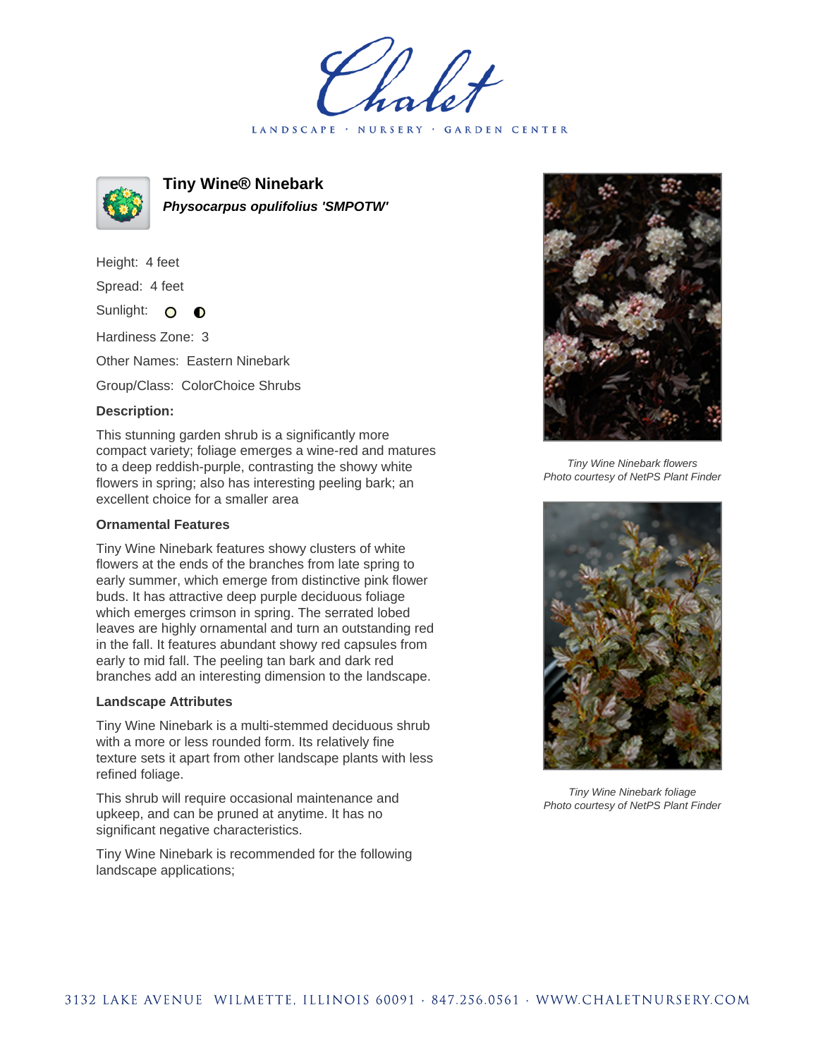# Tiny Wine® Ninebark

***Physocarpus opulifolius 'SMPOTW'***

Height: 4 feet

Spread: 4 feet

Sunlight:

Hardiness Zone: 3

Other Names: Eastern Ninebark

Group/Class: ColorChoice Shrubs

**Description:**

This stunning garden shrub is a significantly more compact variety; foliage emerges a wine-red and matures to a deep reddish-purple, contrasting the showy white flowers in spring; also has interesting peeling bark; an excellent choice for a smaller area

**Ornamental Features**

Tiny Wine Ninebark features showy clusters of white flowers at the ends of the branches from late spring to early summer, which emerge from distinctive pink flower buds. It has attractive deep purple deciduous foliage which emerges crimson in spring. The serrated lobed leaves are highly ornamental and turn an outstanding red in the fall. It features abundant showy red capsules from early to mid fall. The peeling tan bark and dark red branches add an interesting dimension to the landscape.

**Landscape Attributes**

Tiny Wine Ninebark is a multi-stemmed deciduous shrub with a more or less rounded form. Its relatively fine texture sets it apart from other landscape plants with less refined foliage.

This shrub will require occasional maintenance and upkeep, and can be pruned at anytime. It has no significant negative characteristics.

Tiny Wine Ninebark is recommended for the following landscape applications;

*Tiny Wine Ninebark flowers*
*Photo courtesy of NetPS Plant Finder*

*Tiny Wine Ninebark foliage*
*Photo courtesy of NetPS Plant Finder*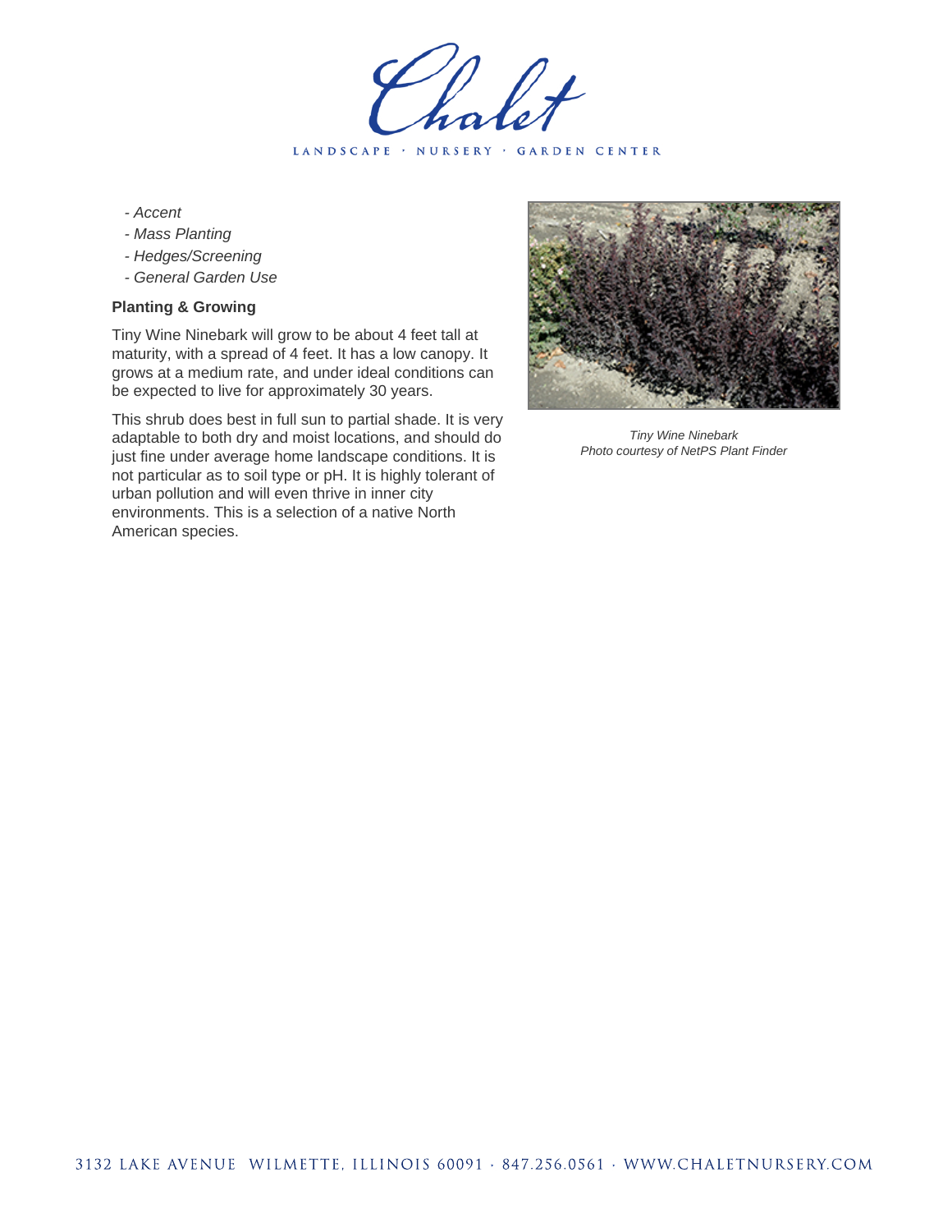- *Accent*
- *Mass Planting*
- *Hedges/Screening*
- *General Garden Use*

**Planting & Growing**

Tiny Wine Ninebark will grow to be about 4 feet tall at maturity, with a spread of 4 feet. It has a low canopy. It grows at a medium rate, and under ideal conditions can be expected to live for approximately 30 years.

This shrub does best in full sun to partial shade. It is very adaptable to both dry and moist locations, and should do just fine under average home landscape conditions. It is not particular as to soil type or pH. It is highly tolerant of urban pollution and will even thrive in inner city environments. This is a selection of a native North American species.

*Tiny Wine Ninebark*
*Photo courtesy of NetPS Plant Finder*